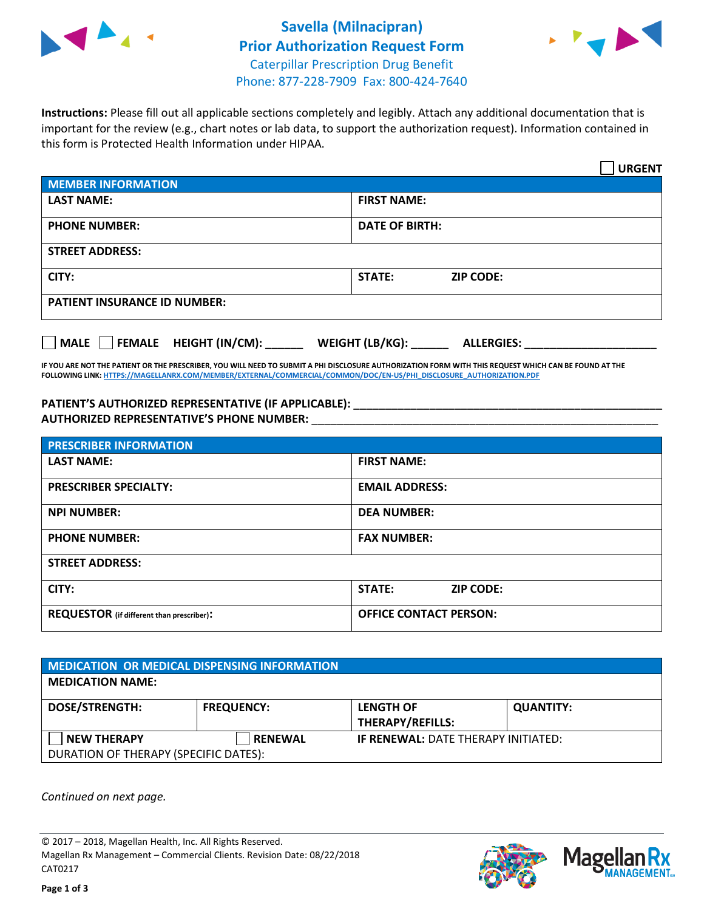# Savella (Milnacipran)
## Prior Authorization Request Form
Caterpillar Prescription Drug Benefit
Phone: 877-228-7909 Fax: 800-424-7640

**Instructions:** Please fill out all applicable sections completely and legibly. Attach any additional documentation that is important for the review (e.g., chart notes or lab data, to support the authorization request). Information contained in this form is Protected Health Information under HIPAA.

☐ **URGENT**

| MEMBER INFORMATION | |
|---|---|
| **LAST NAME:** | **FIRST NAME:** |
| **PHONE NUMBER:** | **DATE OF BIRTH:** |
| **STREET ADDRESS:** | |
| **CITY:** | **STATE:** **ZIP CODE:** |
| **PATIENT INSURANCE ID NUMBER:** | |

☐ **MALE** ☐ **FEMALE** **HEIGHT (IN/CM):** ______ **WEIGHT (LB/KG):** ______ **ALLERGIES:** ____________________

**IF YOU ARE NOT THE PATIENT OR THE PRESCRIBER, YOU WILL NEED TO SUBMIT A PHI DISCLOSURE AUTHORIZATION FORM WITH THIS REQUEST WHICH CAN BE FOUND AT THE FOLLOWING LINK: HTTPS://MAGELLANRX.COM/MEMBER/EXTERNAL/COMMERCIAL/COMMON/DOC/EN-US/PHI_DISCLOSURE_AUTHORIZATION.PDF**

**PATIENT'S AUTHORIZED REPRESENTATIVE (IF APPLICABLE):** ____________________________________________
**AUTHORIZED REPRESENTATIVE'S PHONE NUMBER:** ____________________________________________

| PRESCRIBER INFORMATION | |
|---|---|
| **LAST NAME:** | **FIRST NAME:** |
| **PRESCRIBER SPECIALTY:** | **EMAIL ADDRESS:** |
| **NPI NUMBER:** | **DEA NUMBER:** |
| **PHONE NUMBER:** | **FAX NUMBER:** |
| **STREET ADDRESS:** | |
| **CITY:** | **STATE:** **ZIP CODE:** |
| **REQUESTOR** (if different than prescriber)**:** | **OFFICE CONTACT PERSON:** |

| MEDICATION OR MEDICAL DISPENSING INFORMATION | | | |
|---|---|---|---|
| **MEDICATION NAME:** | | | |
| **DOSE/STRENGTH:** | **FREQUENCY:** | **LENGTH OF THERAPY/REFILLS:** | **QUANTITY:** |
| ☐ **NEW THERAPY** | ☐ **RENEWAL** | **IF RENEWAL:** DATE THERAPY INITIATED: | |
| DURATION OF THERAPY (SPECIFIC DATES): | | | |

*Continued on next page.*

© 2017 – 2018, Magellan Health, Inc. All Rights Reserved.
Magellan Rx Management – Commercial Clients. Revision Date: 08/22/2018
CAT0217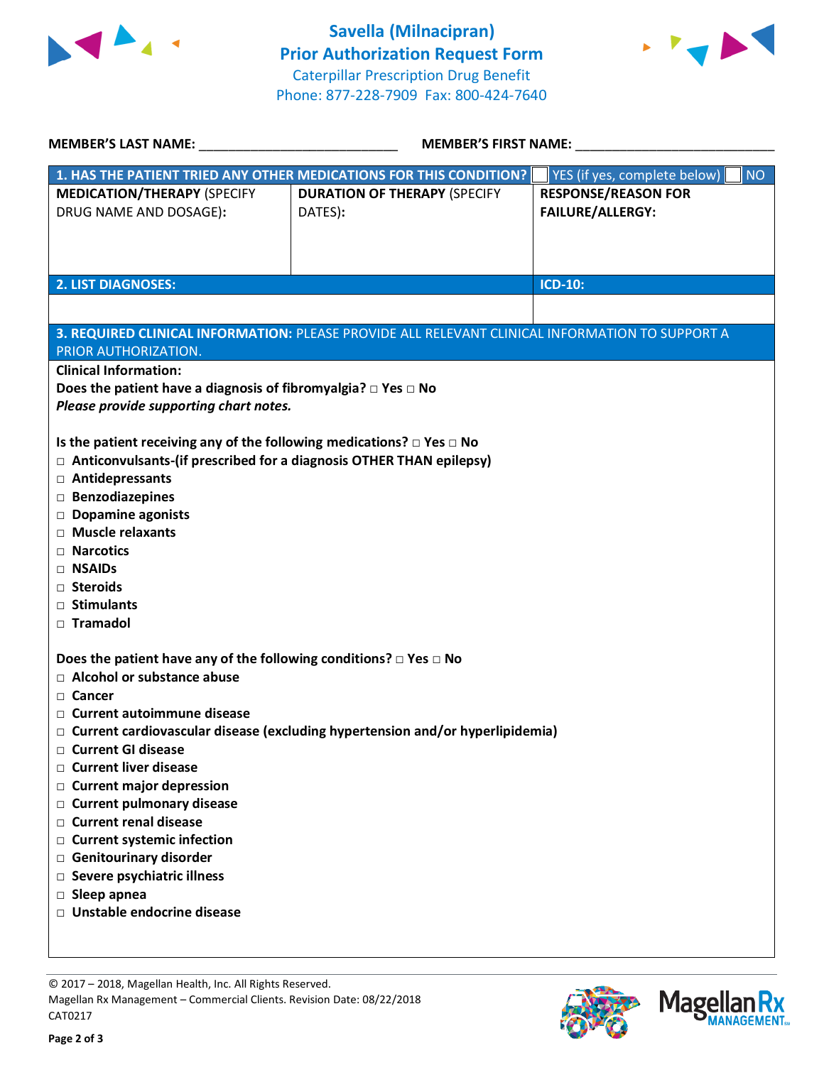# Savella (Milnacipran)
## Prior Authorization Request Form
Caterpillar Prescription Drug Benefit
Phone: 877-228-7909 Fax: 800-424-7640

**MEMBER'S LAST NAME:** ___________________________ **MEMBER'S FIRST NAME:** ___________________________

| **1. HAS THE PATIENT TRIED ANY OTHER MEDICATIONS FOR THIS CONDITION?** | ☐ YES (if yes, complete below) | ☐ NO |
|---|---|---|
| **MEDICATION/THERAPY** (SPECIFY DRUG NAME AND DOSAGE): | **DURATION OF THERAPY** (SPECIFY DATES): | **RESPONSE/REASON FOR FAILURE/ALLERGY:** |
| | | |

| **2. LIST DIAGNOSES:** | **ICD-10:** |
|---|---|
| | |

**3. REQUIRED CLINICAL INFORMATION:** PLEASE PROVIDE ALL RELEVANT CLINICAL INFORMATION TO SUPPORT A PRIOR AUTHORIZATION.

**Clinical Information:**

**Does the patient have a diagnosis of fibromyalgia?** □ **Yes** □ **No**

***Please provide supporting chart notes.***

**Is the patient receiving any of the following medications?** □ **Yes** □ **No**

- □ **Anticonvulsants-(if prescribed for a diagnosis OTHER THAN epilepsy)**
- □ **Antidepressants**
- □ **Benzodiazepines**
- □ **Dopamine agonists**
- □ **Muscle relaxants**
- □ **Narcotics**
- □ **NSAIDs**
- □ **Steroids**
- □ **Stimulants**
- □ **Tramadol**

**Does the patient have any of the following conditions?** □ **Yes** □ **No**

- □ **Alcohol or substance abuse**
- □ **Cancer**
- □ **Current autoimmune disease**
- □ **Current cardiovascular disease (excluding hypertension and/or hyperlipidemia)**
- □ **Current GI disease**
- □ **Current liver disease**
- □ **Current major depression**
- □ **Current pulmonary disease**
- □ **Current renal disease**
- □ **Current systemic infection**
- □ **Genitourinary disorder**
- □ **Severe psychiatric illness**
- □ **Sleep apnea**
- □ **Unstable endocrine disease**

© 2017 – 2018, Magellan Health, Inc. All Rights Reserved.
Magellan Rx Management – Commercial Clients. Revision Date: 08/22/2018
CAT0217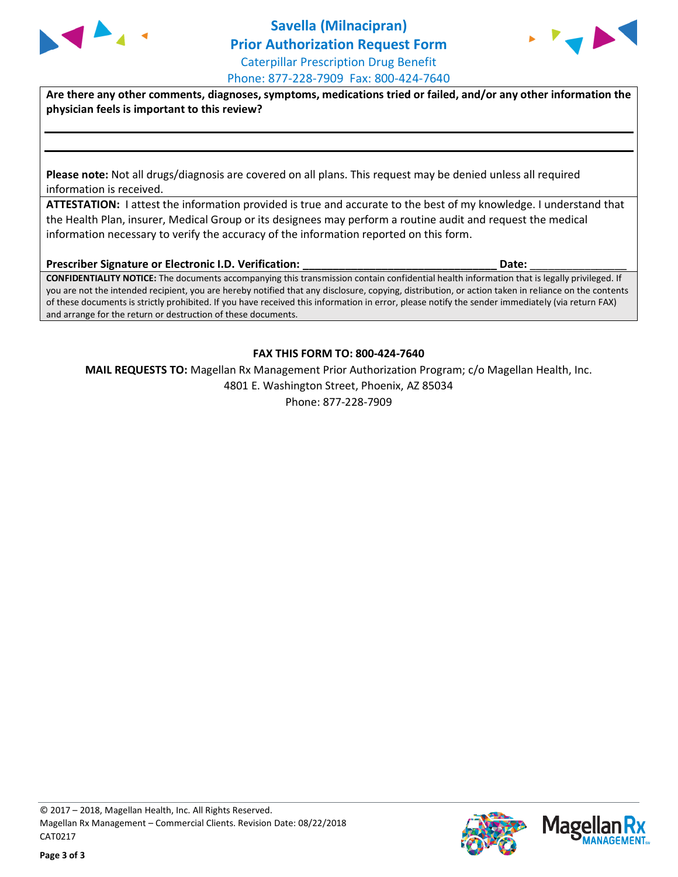**Are there any other comments, diagnoses, symptoms, medications tried or failed, and/or any other information the physician feels is important to this review?**

\_\_\_\_\_\_\_\_\_\_\_\_\_\_\_\_\_\_\_\_\_\_\_\_\_\_\_\_\_\_\_\_\_\_\_\_\_\_\_\_\_\_\_\_\_\_\_\_\_\_\_\_\_\_\_\_\_\_\_\_\_\_\_\_\_\_\_\_\_\_\_\_

\_\_\_\_\_\_\_\_\_\_\_\_\_\_\_\_\_\_\_\_\_\_\_\_\_\_\_\_\_\_\_\_\_\_\_\_\_\_\_\_\_\_\_\_\_\_\_\_\_\_\_\_\_\_\_\_\_\_\_\_\_\_\_\_\_\_\_\_\_\_\_\_

**Please note:** Not all drugs/diagnosis are covered on all plans. This request may be denied unless all required information is received.

**ATTESTATION:** I attest the information provided is true and accurate to the best of my knowledge. I understand that the Health Plan, insurer, Medical Group or its designees may perform a routine audit and request the medical information necessary to verify the accuracy of the information reported on this form.

**Prescriber Signature or Electronic I.D. Verification:** \_\_\_\_\_\_\_\_\_\_\_\_\_\_\_\_\_\_\_\_\_\_\_\_\_\_\_\_\_\_\_\_ **Date:** \_\_\_\_\_\_\_\_\_\_\_\_\_\_\_\_

**CONFIDENTIALITY NOTICE:** The documents accompanying this transmission contain confidential health information that is legally privileged. If you are not the intended recipient, you are hereby notified that any disclosure, copying, distribution, or action taken in reliance on the contents of these documents is strictly prohibited. If you have received this information in error, please notify the sender immediately (via return FAX) and arrange for the return or destruction of these documents.

**FAX THIS FORM TO: 800-424-7640**

**MAIL REQUESTS TO:** Magellan Rx Management Prior Authorization Program; c/o Magellan Health, Inc.
4801 E. Washington Street, Phoenix, AZ 85034
Phone: 877-228-7909

© 2017 – 2018, Magellan Health, Inc. All Rights Reserved.
Magellan Rx Management – Commercial Clients. Revision Date: 08/22/2018
CAT0217